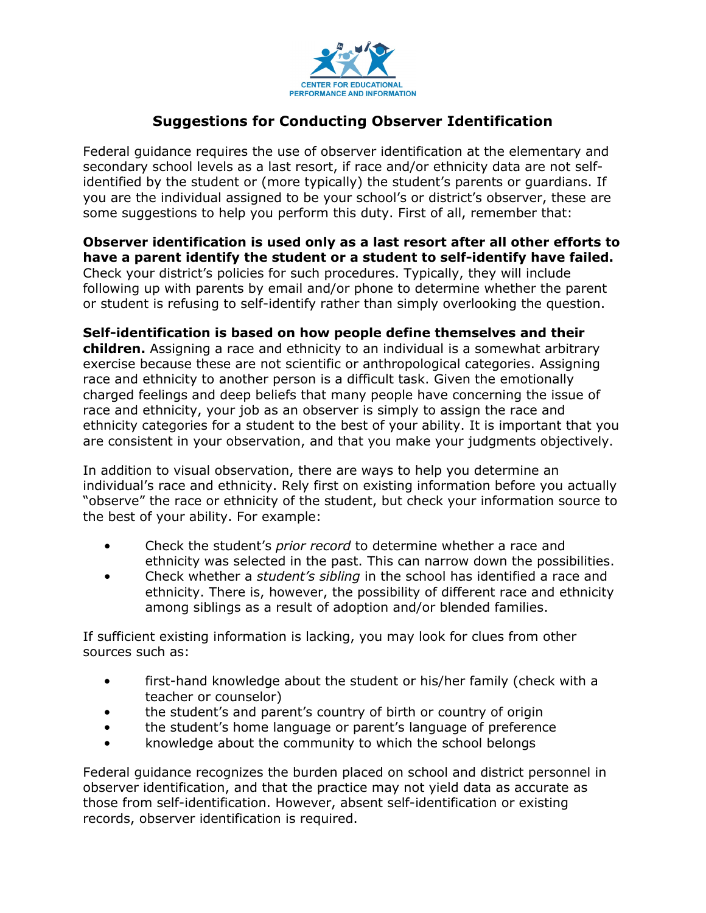CENTER FOR EDUCATIONAL PERFORMANCE AND INFORMATION

# Suggestions for Conducting Observer Identification

Federal guidance requires the use of observer identification at the elementary and secondary school levels as a last resort, if race and/or ethnicity data are not self-identified by the student or (more typically) the student's parents or guardians. If you are the individual assigned to be your school's or district's observer, these are some suggestions to help you perform this duty. First of all, remember that:

**Observer identification is used only as a last resort after all other efforts to have a parent identify the student or a student to self-identify have failed.** Check your district's policies for such procedures. Typically, they will include following up with parents by email and/or phone to determine whether the parent or student is refusing to self-identify rather than simply overlooking the question.

**Self-identification is based on how people define themselves and their children.** Assigning a race and ethnicity to an individual is a somewhat arbitrary exercise because these are not scientific or anthropological categories. Assigning race and ethnicity to another person is a difficult task. Given the emotionally charged feelings and deep beliefs that many people have concerning the issue of race and ethnicity, your job as an observer is simply to assign the race and ethnicity categories for a student to the best of your ability. It is important that you are consistent in your observation, and that you make your judgments objectively.

In addition to visual observation, there are ways to help you determine an individual's race and ethnicity. Rely first on existing information before you actually "observe" the race or ethnicity of the student, but check your information source to the best of your ability. For example:

- Check the student's *prior record* to determine whether a race and ethnicity was selected in the past. This can narrow down the possibilities.
- Check whether a *student's sibling* in the school has identified a race and ethnicity. There is, however, the possibility of different race and ethnicity among siblings as a result of adoption and/or blended families.

If sufficient existing information is lacking, you may look for clues from other sources such as:

- first-hand knowledge about the student or his/her family (check with a teacher or counselor)
- the student's and parent's country of birth or country of origin
- the student's home language or parent's language of preference
- knowledge about the community to which the school belongs

Federal guidance recognizes the burden placed on school and district personnel in observer identification, and that the practice may not yield data as accurate as those from self-identification. However, absent self-identification or existing records, observer identification is required.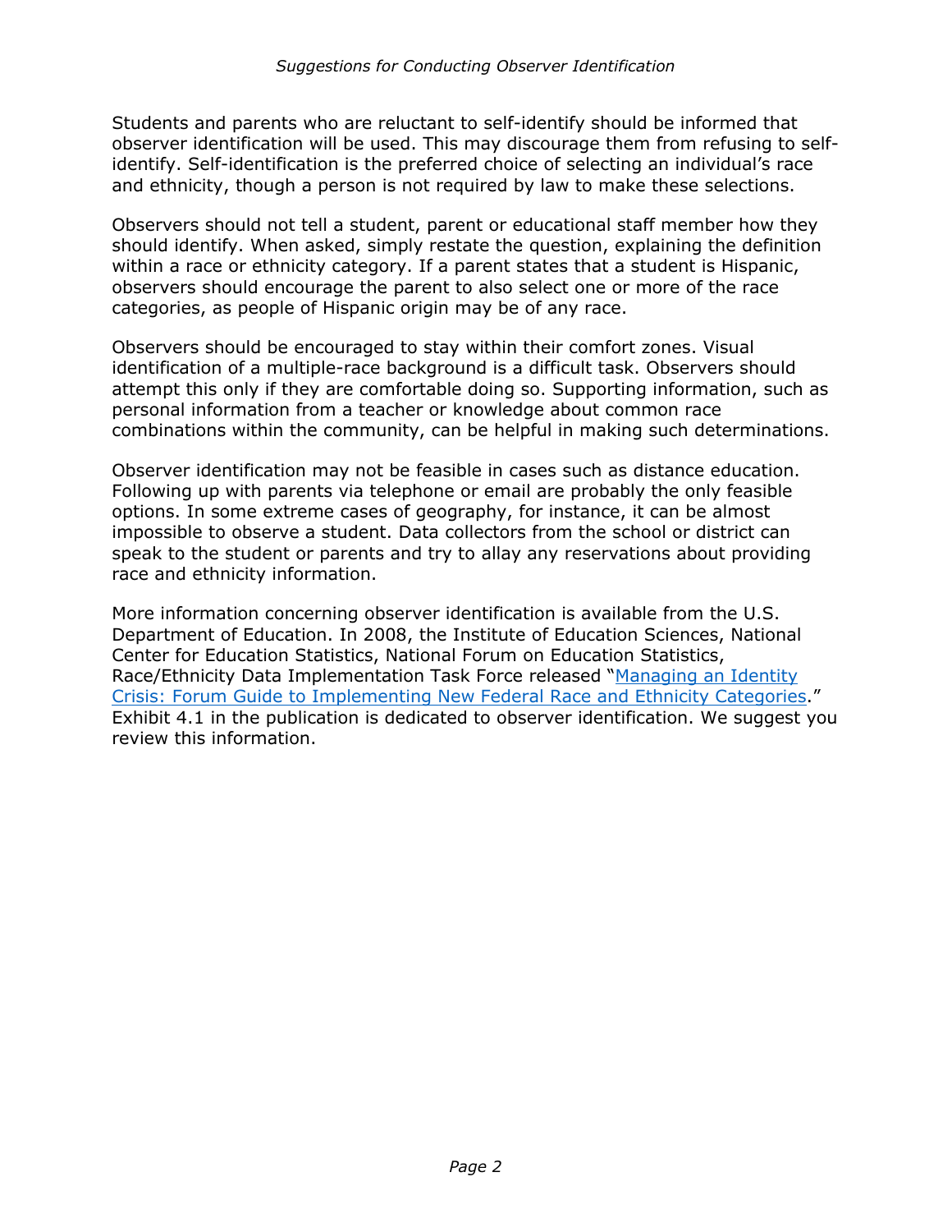Students and parents who are reluctant to self-identify should be informed that observer identification will be used. This may discourage them from refusing to self-identify. Self-identification is the preferred choice of selecting an individual's race and ethnicity, though a person is not required by law to make these selections.

Observers should not tell a student, parent or educational staff member how they should identify. When asked, simply restate the question, explaining the definition within a race or ethnicity category. If a parent states that a student is Hispanic, observers should encourage the parent to also select one or more of the race categories, as people of Hispanic origin may be of any race.

Observers should be encouraged to stay within their comfort zones. Visual identification of a multiple-race background is a difficult task. Observers should attempt this only if they are comfortable doing so. Supporting information, such as personal information from a teacher or knowledge about common race combinations within the community, can be helpful in making such determinations.

Observer identification may not be feasible in cases such as distance education. Following up with parents via telephone or email are probably the only feasible options. In some extreme cases of geography, for instance, it can be almost impossible to observe a student. Data collectors from the school or district can speak to the student or parents and try to allay any reservations about providing race and ethnicity information.

More information concerning observer identification is available from the U.S. Department of Education. In 2008, the Institute of Education Sciences, National Center for Education Statistics, National Forum on Education Statistics, Race/Ethnicity Data Implementation Task Force released "Managing an Identity Crisis: Forum Guide to Implementing New Federal Race and Ethnicity Categories." Exhibit 4.1 in the publication is dedicated to observer identification. We suggest you review this information.